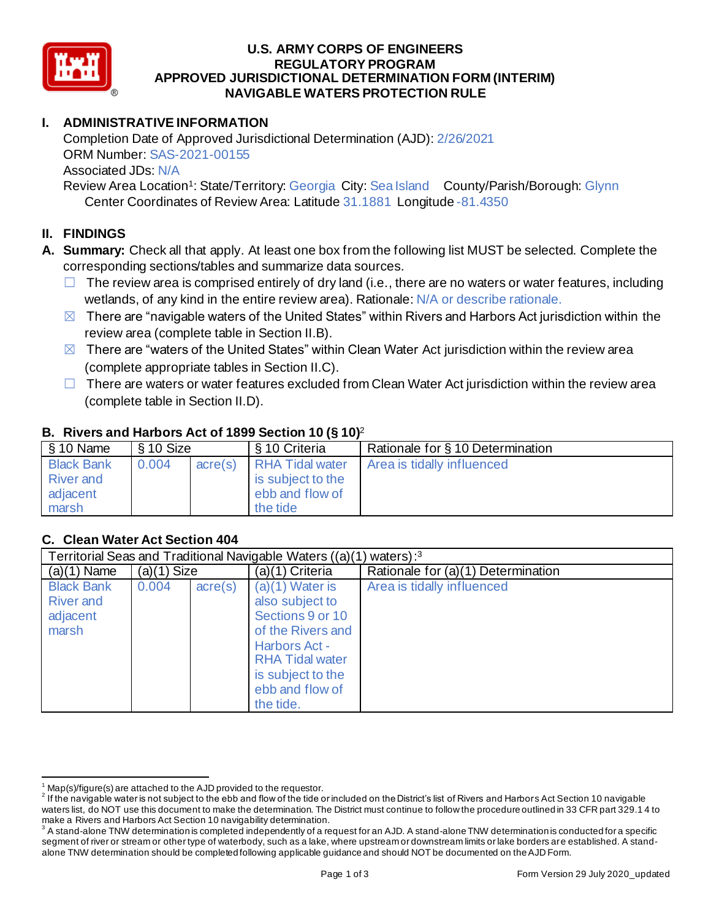# U.S. ARMY CORPS OF ENGINEERS
# REGULATORY PROGRAM
# APPROVED JURISDICTIONAL DETERMINATION FORM (INTERIM)
# NAVIGABLE WATERS PROTECTION RULE

## I. ADMINISTRATIVE INFORMATION

Completion Date of Approved Jurisdictional Determination (AJD): 2/26/2021
ORM Number: SAS-2021-00155
Associated JDs: N/A
Review Area Location[1]: State/Territory: Georgia City: Sea Island County/Parish/Borough: Glynn
Center Coordinates of Review Area: Latitude 31.1881 Longitude -81.4350

## II. FINDINGS

**A. Summary:** Check all that apply. At least one box from the following list MUST be selected. Complete the corresponding sections/tables and summarize data sources.

- ☐ The review area is comprised entirely of dry land (i.e., there are no waters or water features, including wetlands, of any kind in the entire review area). Rationale: N/A or describe rationale.
- ☒ There are "navigable waters of the United States" within Rivers and Harbors Act jurisdiction within the review area (complete table in Section II.B).
- ☒ There are "waters of the United States" within Clean Water Act jurisdiction within the review area (complete appropriate tables in Section II.C).
- ☐ There are waters or water features excluded from Clean Water Act jurisdiction within the review area (complete table in Section II.D).

### B. Rivers and Harbors Act of 1899 Section 10 (§ 10)[2]

| § 10 Name | § 10 Size | | § 10 Criteria | Rationale for § 10 Determination |
|---|---|---|---|---|
| Black Bank River and adjacent marsh | 0.004 | acre(s) | RHA Tidal water is subject to the ebb and flow of the tide | Area is tidally influenced |

### C. Clean Water Act Section 404

| Territorial Seas and Traditional Navigable Waters ((a)(1) waters):[3] | | | | |
|---|---|---|---|---|
| (a)(1) Name | (a)(1) Size | | (a)(1) Criteria | Rationale for (a)(1) Determination |
| Black Bank River and adjacent marsh | 0.004 | acre(s) | (a)(1) Water is also subject to Sections 9 or 10 of the Rivers and Harbors Act - RHA Tidal water is subject to the ebb and flow of the tide. | Area is tidally influenced |

---

[1] Map(s)/figure(s) are attached to the AJD provided to the requestor.

[2] If the navigable water is not subject to the ebb and flow of the tide or included on the District's list of Rivers and Harbors Act Section 10 navigable waters list, do NOT use this document to make the determination. The District must continue to follow the procedure outlined in 33 CFR part 329.14 to make a Rivers and Harbors Act Section 10 navigability determination.

[3] A stand-alone TNW determination is completed independently of a request for an AJD. A stand-alone TNW determination is conducted for a specific segment of river or stream or other type of waterbody, such as a lake, where upstream or downstream limits or lake borders are established. A stand-alone TNW determination should be completed following applicable guidance and should NOT be documented on the AJD Form.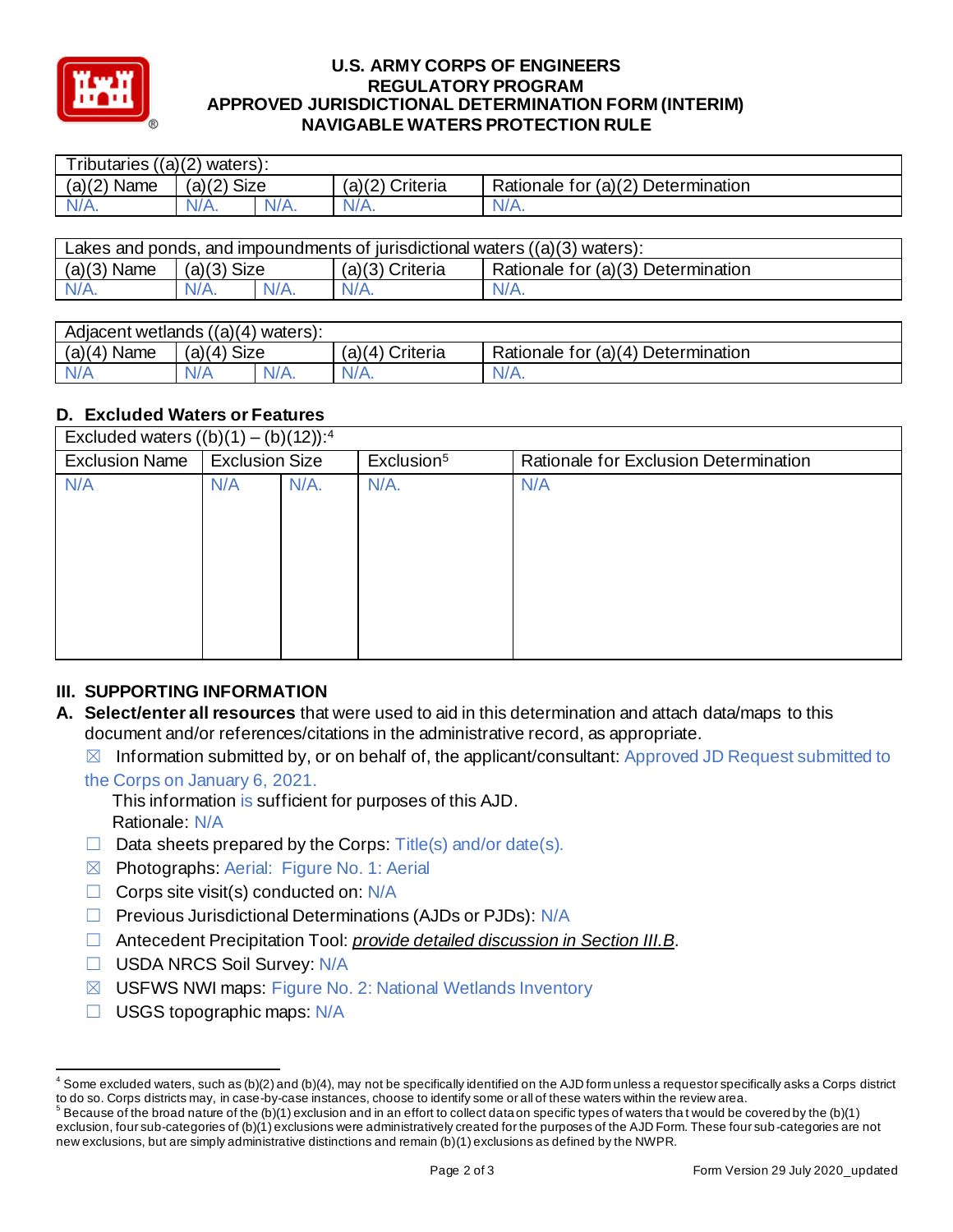| Tributaries ((a)(2) waters): | | | | |
| --- | --- | --- | --- | --- |
| (a)(2) Name | (a)(2) Size | | (a)(2) Criteria | Rationale for (a)(2) Determination |
| N/A. | N/A. | N/A. | N/A. | N/A. |

| Lakes and ponds, and impoundments of jurisdictional waters ((a)(3) waters): | | | | |
| --- | --- | --- | --- | --- |
| (a)(3) Name | (a)(3) Size | | (a)(3) Criteria | Rationale for (a)(3) Determination |
| N/A. | N/A. | N/A. | N/A. | N/A. |

| Adjacent wetlands ((a)(4) waters): | | | | |
| --- | --- | --- | --- | --- |
| (a)(4) Name | (a)(4) Size | | (a)(4) Criteria | Rationale for (a)(4) Determination |
| N/A | N/A | N/A. | N/A. | N/A. |

## D. Excluded Waters or Features

| Excluded waters ((b)(1) – (b)(12)):[4] | | | | |
| --- | --- | --- | --- | --- |
| Exclusion Name | Exclusion Size | | Exclusion[5] | Rationale for Exclusion Determination |
| N/A | N/A | N/A. | N/A. | N/A |

## III. SUPPORTING INFORMATION

**A. Select/enter all resources** that were used to aid in this determination and attach data/maps to this document and/or references/citations in the administrative record, as appropriate.

☒ Information submitted by, or on behalf of, the applicant/consultant: Approved JD Request submitted to the Corps on January 6, 2021.
This information is sufficient for purposes of this AJD.
Rationale: N/A

☐ Data sheets prepared by the Corps: Title(s) and/or date(s).

☒ Photographs: Aerial: Figure No. 1: Aerial

☐ Corps site visit(s) conducted on: N/A

☐ Previous Jurisdictional Determinations (AJDs or PJDs): N/A

☐ Antecedent Precipitation Tool: *provide detailed discussion in Section III.B*.

☐ USDA NRCS Soil Survey: N/A

☒ USFWS NWI maps: Figure No. 2: National Wetlands Inventory

☐ USGS topographic maps: N/A

---

[4] Some excluded waters, such as (b)(2) and (b)(4), may not be specifically identified on the AJD form unless a requestor specifically asks a Corps district to do so. Corps districts may, in case-by-case instances, choose to identify some or all of these waters within the review area.

[5] Because of the broad nature of the (b)(1) exclusion and in an effort to collect data on specific types of waters that would be covered by the (b)(1) exclusion, four sub-categories of (b)(1) exclusions were administratively created for the purposes of the AJD Form. These four sub-categories are not new exclusions, but are simply administrative distinctions and remain (b)(1) exclusions as defined by the NWPR.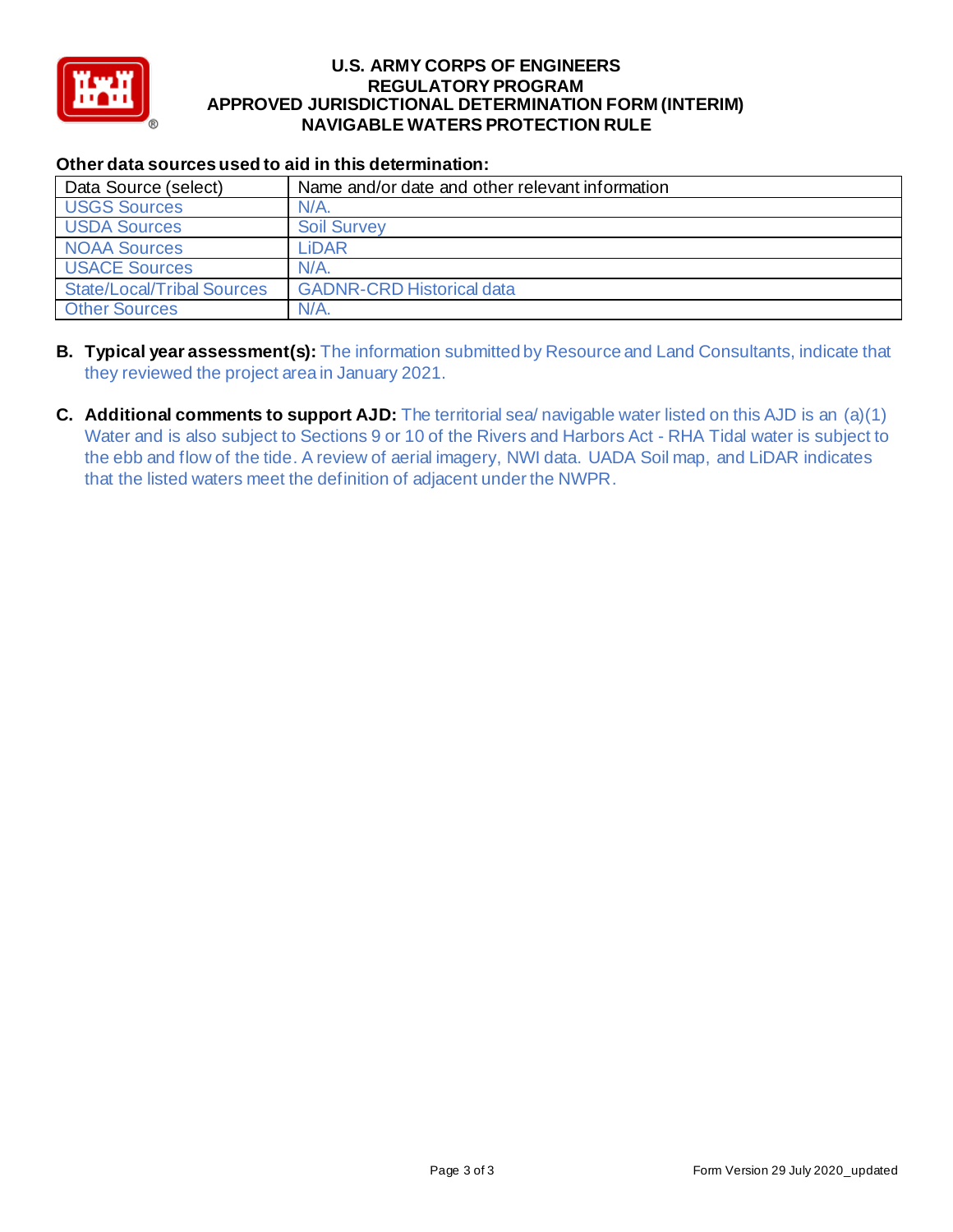**Other data sources used to aid in this determination:**

| Data Source (select) | Name and/or date and other relevant information |
| --- | --- |
| USGS Sources | N/A. |
| USDA Sources | Soil Survey |
| NOAA Sources | LiDAR |
| USACE Sources | N/A. |
| State/Local/Tribal Sources | GADNR-CRD Historical data |
| Other Sources | N/A. |

**B. Typical year assessment(s):** The information submitted by Resource and Land Consultants, indicate that they reviewed the project area in January 2021.

**C. Additional comments to support AJD:** The territorial sea/ navigable water listed on this AJD is an (a)(1) Water and is also subject to Sections 9 or 10 of the Rivers and Harbors Act - RHA Tidal water is subject to the ebb and flow of the tide. A review of aerial imagery, NWI data. UADA Soil map, and LiDAR indicates that the listed waters meet the definition of adjacent under the NWPR.